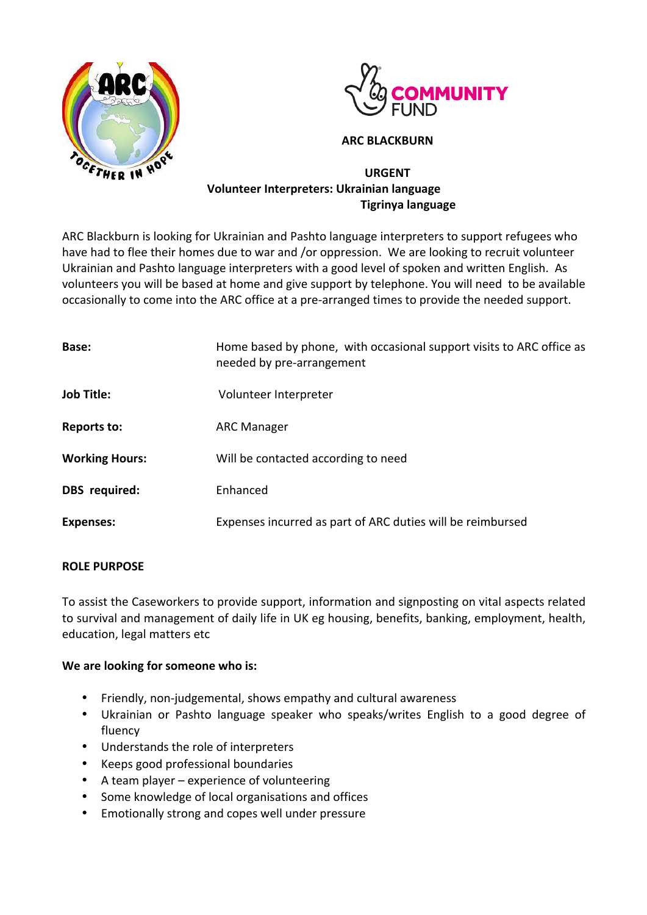**ARC BLACKBURN**

**URGENT**
**Volunteer Interpreters: Ukrainian language**
**Tigrinya language**

ARC Blackburn is looking for Ukrainian and Pashto language interpreters to support refugees who have had to flee their homes due to war and /or oppression. We are looking to recruit volunteer Ukrainian and Pashto language interpreters with a good level of spoken and written English. As volunteers you will be based at home and give support by telephone. You will need to be available occasionally to come into the ARC office at a pre-arranged times to provide the needed support.

| | |
|---|---|
| **Base:** | Home based by phone, with occasional support visits to ARC office as needed by pre-arrangement |
| **Job Title:** | Volunteer Interpreter |
| **Reports to:** | ARC Manager |
| **Working Hours:** | Will be contacted according to need |
| **DBS required:** | Enhanced |
| **Expenses:** | Expenses incurred as part of ARC duties will be reimbursed |

**ROLE PURPOSE**

To assist the Caseworkers to provide support, information and signposting on vital aspects related to survival and management of daily life in UK eg housing, benefits, banking, employment, health, education, legal matters etc

**We are looking for someone who is:**

- Friendly, non-judgemental, shows empathy and cultural awareness
- Ukrainian or Pashto language speaker who speaks/writes English to a good degree of fluency
- Understands the role of interpreters
- Keeps good professional boundaries
- A team player – experience of volunteering
- Some knowledge of local organisations and offices
- Emotionally strong and copes well under pressure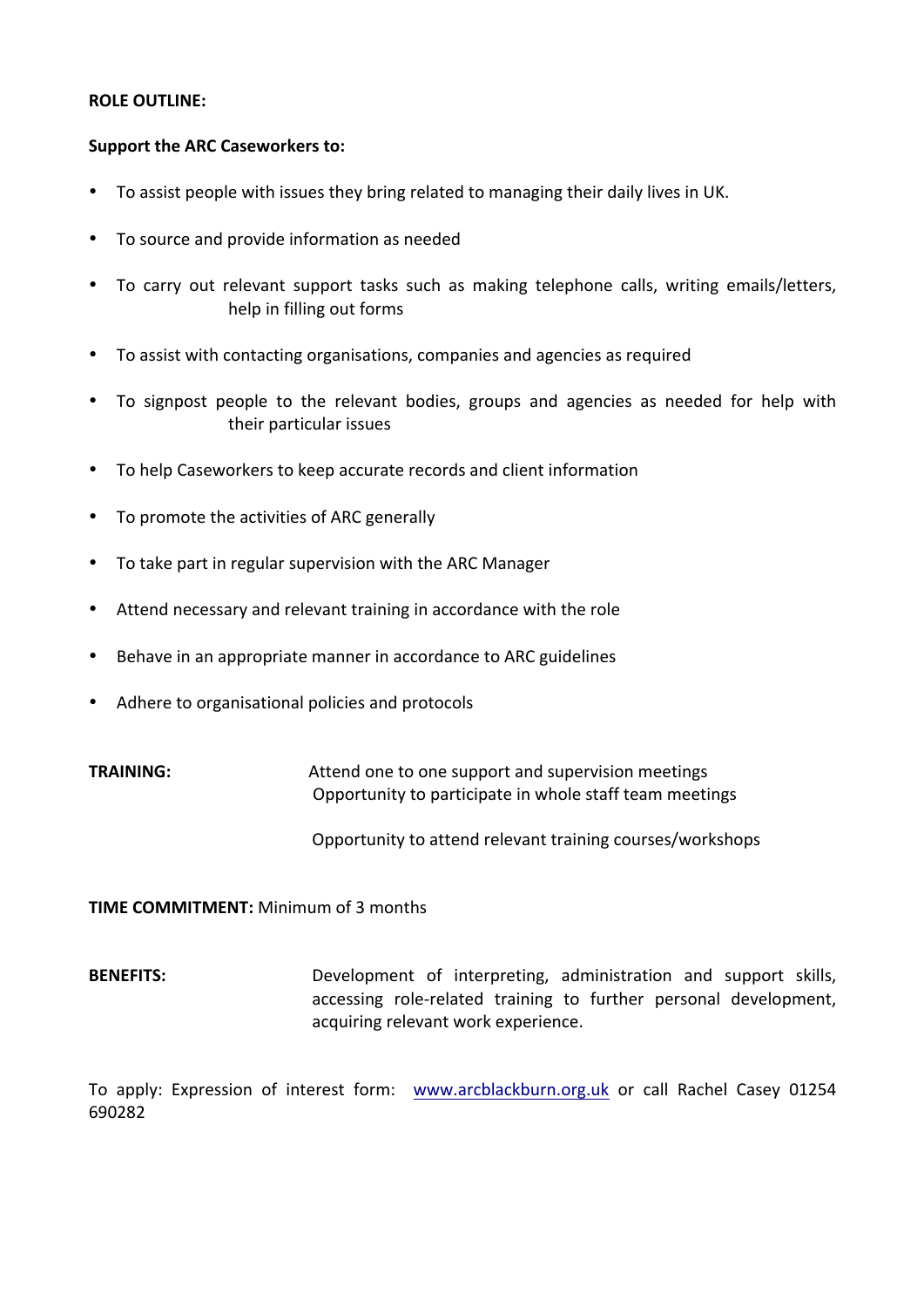**ROLE OUTLINE:**

**Support the ARC Caseworkers to:**

- To assist people with issues they bring related to managing their daily lives in UK.
- To source and provide information as needed
- To carry out relevant support tasks such as making telephone calls, writing emails/letters, help in filling out forms
- To assist with contacting organisations, companies and agencies as required
- To signpost people to the relevant bodies, groups and agencies as needed for help with their particular issues
- To help Caseworkers to keep accurate records and client information
- To promote the activities of ARC generally
- To take part in regular supervision with the ARC Manager
- Attend necessary and relevant training in accordance with the role
- Behave in an appropriate manner in accordance to ARC guidelines
- Adhere to organisational policies and protocols

**TRAINING:** Attend one to one support and supervision meetings
Opportunity to participate in whole staff team meetings

Opportunity to attend relevant training courses/workshops

**TIME COMMITMENT:** Minimum of 3 months

**BENEFITS:** Development of interpreting, administration and support skills, accessing role-related training to further personal development, acquiring relevant work experience.

To apply: Expression of interest form: [www.arcblackburn.org.uk](http://www.arcblackburn.org.uk) or call Rachel Casey 01254 690282